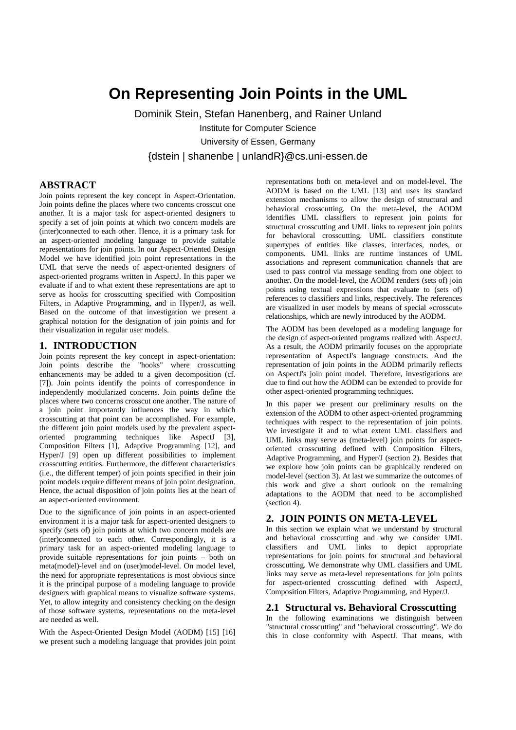# On Representing Join Points in the UML

Dominik Stein, Stefan Hanenberg, and Rainer Unland

Institute for Computer Science

University of Essen, Germany

{dstein | shanenbe | unlandR}@cs.uni-essen.de

## ABSTRACT

Join points represent the key concept in Aspect-Orientation. Join points define the places where two concerns crosscut one another. It is a major task for aspect-oriented designers to specify a set of join points at which two concern models are (inter)connected to each other. Hence, it is a primary task for an aspect-oriented modeling language to provide suitable representations for join points. In our Aspect-Oriented Design Model we have identified join point representations in the UML that serve the needs of aspect-oriented designers of aspect-oriented programs written in AspectJ. In this paper we evaluate if and to what extent these representations are apt to serve as hooks for crosscutting specified with Composition Filters, in Adaptive Programming, and in Hyper/J, as well. Based on the outcome of that investigation we present a graphical notation for the designation of join points and for their visualization in regular user models.

## 1. INTRODUCTION

Join points represent the key concept in aspect-orientation: Join points describe the "hooks" where crosscutting enhancements may be added to a given decomposition (cf. [7]). Join points identify the points of correspondence in independently modularized concerns. Join points define the places where two concerns crosscut one another. The nature of a join point importantly influences the way in which crosscutting at that point can be accomplished. For example, the different join point models used by the prevalent aspect-oriented programming techniques like AspectJ [3], Composition Filters [1], Adaptive Programming [12], and Hyper/J [9] open up different possibilities to implement crosscutting entities. Furthermore, the different characteristics (i.e., the different temper) of join points specified in their join point models require different means of join point designation. Hence, the actual disposition of join points lies at the heart of an aspect-oriented environment.

Due to the significance of join points in an aspect-oriented environment it is a major task for aspect-oriented designers to specify (sets of) join points at which two concern models are (inter)connected to each other. Correspondingly, it is a primary task for an aspect-oriented modeling language to provide suitable representations for join points – both on meta(model)-level and on (user)model-level. On model level, the need for appropriate representations is most obvious since it is the principal purpose of a modeling language to provide designers with graphical means to visualize software systems. Yet, to allow integrity and consistency checking on the design of those software systems, representations on the meta-level are needed as well.

With the Aspect-Oriented Design Model (AODM) [15] [16] we present such a modeling language that provides join point representations both on meta-level and on model-level. The AODM is based on the UML [13] and uses its standard extension mechanisms to allow the design of structural and behavioral crosscutting. On the meta-level, the AODM identifies UML classifiers to represent join points for structural crosscutting and UML links to represent join points for behavioral crosscutting. UML classifiers constitute supertypes of entities like classes, interfaces, nodes, or components. UML links are runtime instances of UML associations and represent communication channels that are used to pass control via message sending from one object to another. On the model-level, the AODM renders (sets of) join points using textual expressions that evaluate to (sets of) references to classifiers and links, respectively. The references are visualized in user models by means of special «crosscut» relationships, which are newly introduced by the AODM.

The AODM has been developed as a modeling language for the design of aspect-oriented programs realized with AspectJ. As a result, the AODM primarily focuses on the appropriate representation of AspectJ's language constructs. And the representation of join points in the AODM primarily reflects on AspectJ's join point model. Therefore, investigations are due to find out how the AODM can be extended to provide for other aspect-oriented programming techniques.

In this paper we present our preliminary results on the extension of the AODM to other aspect-oriented programming techniques with respect to the representation of join points. We investigate if and to what extent UML classifiers and UML links may serve as (meta-level) join points for aspect-oriented crosscutting defined with Composition Filters, Adaptive Programming, and Hyper/J (section 2). Besides that we explore how join points can be graphically rendered on model-level (section 3). At last we summarize the outcomes of this work and give a short outlook on the remaining adaptations to the AODM that need to be accomplished (section 4).

## 2. JOIN POINTS ON META-LEVEL

In this section we explain what we understand by structural and behavioral crosscutting and why we consider UML classifiers and UML links to depict appropriate representations for join points for structural and behavioral crosscutting. We demonstrate why UML classifiers and UML links may serve as meta-level representations for join points for aspect-oriented crosscutting defined with AspectJ, Composition Filters, Adaptive Programming, and Hyper/J.

### 2.1 Structural vs. Behavioral Crosscutting

In the following examinations we distinguish between "structural crosscutting" and "behavioral crosscutting". We do this in close conformity with AspectJ. That means, with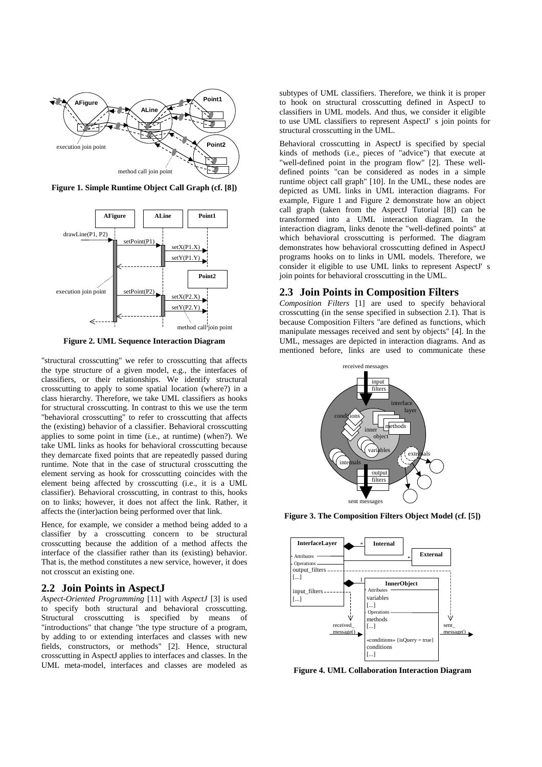Figure 1. Simple Runtime Object Call Graph (cf. [8])

Figure 2. UML Sequence Interaction Diagram

"structural crosscutting" we refer to crosscutting that affects the type structure of a given model, e.g., the interfaces of classifiers, or their relationships. We identify structural crosscutting to apply to some spatial location (where?) in a class hierarchy. Therefore, we take UML classifiers as hooks for structural crosscutting. In contrast to this we use the term "behavioral crosscutting" to refer to crosscutting that affects the (existing) behavior of a classifier. Behavioral crosscutting applies to some point in time (i.e., at runtime) (when?). We take UML links as hooks for behavioral crosscutting because they demarcate fixed points that are repeatedly passed during runtime. Note that in the case of structural crosscutting the element serving as hook for crosscutting coincides with the element being affected by crosscutting (i.e., it is a UML classifier). Behavioral crosscutting, in contrast to this, hooks on to links; however, it does not affect the link. Rather, it affects the (inter)action being performed over that link.

Hence, for example, we consider a method being added to a classifier by a crosscutting concern to be structural crosscutting because the addition of a method affects the interface of the classifier rather than its (existing) behavior. That is, the method constitutes a new service, however, it does not crosscut an existing one.

## 2.2 Join Points in AspectJ

*Aspect-Oriented Programming* [11] with *AspectJ* [3] is used to specify both structural and behavioral crosscutting. Structural crosscutting is specified by means of "introductions" that change "the type structure of a program, by adding to or extending interfaces and classes with new fields, constructors, or methods" [2]. Hence, structural crosscutting in AspectJ applies to interfaces and classes. In the UML meta-model, interfaces and classes are modeled as subtypes of UML classifiers. Therefore, we think it is proper to hook on structural crosscutting defined in AspectJ to classifiers in UML models. And thus, we consider it eligible to use UML classifiers to represent AspectJ' s join points for structural crosscutting in the UML.

Behavioral crosscutting in AspectJ is specified by special kinds of methods (i.e., pieces of "advice") that execute at "well-defined point in the program flow" [2]. These well-defined points "can be considered as nodes in a simple runtime object call graph" [10]. In the UML, these nodes are depicted as UML links in UML interaction diagrams. For example, Figure 1 and Figure 2 demonstrate how an object call graph (taken from the AspectJ Tutorial [8]) can be transformed into a UML interaction diagram. In the interaction diagram, links denote the "well-defined points" at which behavioral crosscutting is performed. The diagram demonstrates how behavioral crosscutting defined in AspectJ programs hooks on to links in UML models. Therefore, we consider it eligible to use UML links to represent AspectJ' s join points for behavioral crosscutting in the UML.

## 2.3 Join Points in Composition Filters

*Composition Filters* [1] are used to specify behavioral crosscutting (in the sense specified in subsection 2.1). That is because Composition Filters "are defined as functions, which manipulate messages received and sent by objects" [4]. In the UML, messages are depicted in interaction diagrams. And as mentioned before, links are used to communicate these

Figure 3. The Composition Filters Object Model (cf. [5])

Figure 4. UML Collaboration Interaction Diagram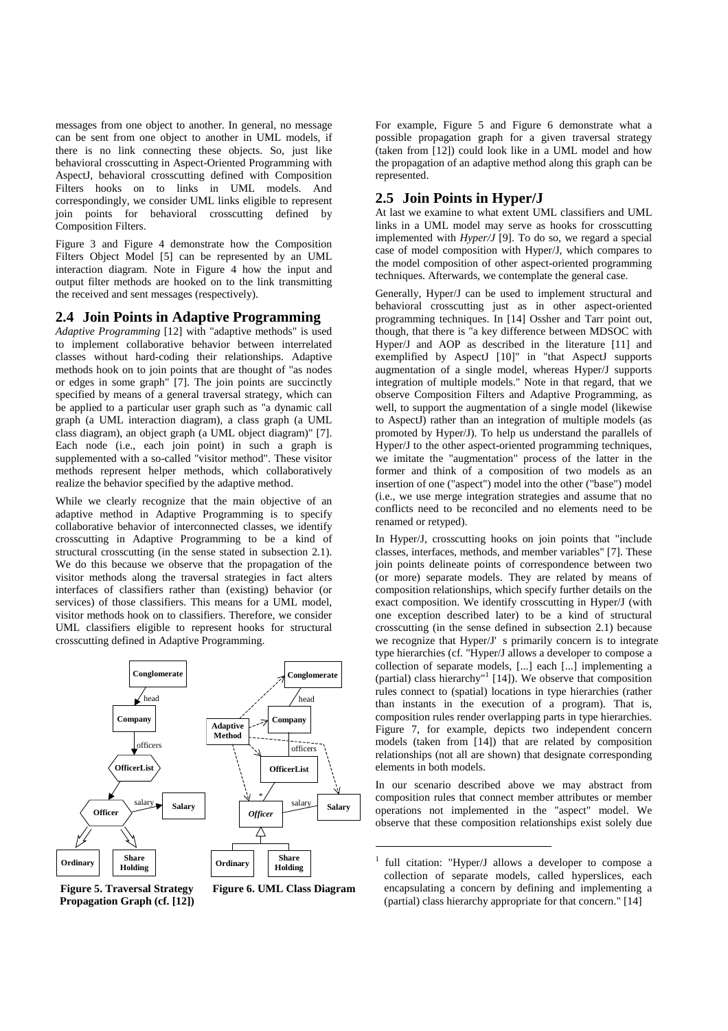messages from one object to another. In general, no message can be sent from one object to another in UML models, if there is no link connecting these objects. So, just like behavioral crosscutting in Aspect-Oriented Programming with AspectJ, behavioral crosscutting defined with Composition Filters hooks on to links in UML models. And correspondingly, we consider UML links eligible to represent join points for behavioral crosscutting defined by Composition Filters.

Figure 3 and Figure 4 demonstrate how the Composition Filters Object Model [5] can be represented by an UML interaction diagram. Note in Figure 4 how the input and output filter methods are hooked on to the link transmitting the received and sent messages (respectively).

## 2.4 Join Points in Adaptive Programming

*Adaptive Programming* [12] with "adaptive methods" is used to implement collaborative behavior between interrelated classes without hard-coding their relationships. Adaptive methods hook on to join points that are thought of "as nodes or edges in some graph" [7]. The join points are succinctly specified by means of a general traversal strategy, which can be applied to a particular user graph such as "a dynamic call graph (a UML interaction diagram), a class graph (a UML class diagram), an object graph (a UML object diagram)" [7]. Each node (i.e., each join point) in such a graph is supplemented with a so-called "visitor method". These visitor methods represent helper methods, which collaboratively realize the behavior specified by the adaptive method.

While we clearly recognize that the main objective of an adaptive method in Adaptive Programming is to specify collaborative behavior of interconnected classes, we identify crosscutting in Adaptive Programming to be a kind of structural crosscutting (in the sense stated in subsection 2.1). We do this because we observe that the propagation of the visitor methods along the traversal strategies in fact alters interfaces of classifiers rather than (existing) behavior (or services) of those classifiers. This means for a UML model, visitor methods hook on to classifiers. Therefore, we consider UML classifiers eligible to represent hooks for structural crosscutting defined in Adaptive Programming.

**Figure 5. Traversal Strategy Propagation Graph (cf. [12])**

**Figure 6. UML Class Diagram**

For example, Figure 5 and Figure 6 demonstrate what a possible propagation graph for a given traversal strategy (taken from [12]) could look like in a UML model and how the propagation of an adaptive method along this graph can be represented.

## 2.5 Join Points in Hyper/J

At last we examine to what extent UML classifiers and UML links in a UML model may serve as hooks for crosscutting implemented with *Hyper/J* [9]. To do so, we regard a special case of model composition with Hyper/J, which compares to the model composition of other aspect-oriented programming techniques. Afterwards, we contemplate the general case.

Generally, Hyper/J can be used to implement structural and behavioral crosscutting just as in other aspect-oriented programming techniques. In [14] Ossher and Tarr point out, though, that there is "a key difference between MDSOC with Hyper/J and AOP as described in the literature [11] and exemplified by AspectJ [10]" in "that AspectJ supports augmentation of a single model, whereas Hyper/J supports integration of multiple models." Note in that regard, that we observe Composition Filters and Adaptive Programming, as well, to support the augmentation of a single model (likewise to AspectJ) rather than an integration of multiple models (as promoted by Hyper/J). To help us understand the parallels of Hyper/J to the other aspect-oriented programming techniques, we imitate the "augmentation" process of the latter in the former and think of a composition of two models as an insertion of one ("aspect") model into the other ("base") model (i.e., we use merge integration strategies and assume that no conflicts need to be reconciled and no elements need to be renamed or retyped).

In Hyper/J, crosscutting hooks on join points that "include classes, interfaces, methods, and member variables" [7]. These join points delineate points of correspondence between two (or more) separate models. They are related by means of composition relationships, which specify further details on the exact composition. We identify crosscutting in Hyper/J (with one exception described later) to be a kind of structural crosscutting (in the sense defined in subsection 2.1) because we recognize that Hyper/J' s primarily concern is to integrate type hierarchies (cf. "Hyper/J allows a developer to compose a collection of separate models, [...] each [...] implementing a (partial) class hierarchy"[1] [14]). We observe that composition rules connect to (spatial) locations in type hierarchies (rather than instants in the execution of a program). That is, composition rules render overlapping parts in type hierarchies. Figure 7, for example, depicts two independent concern models (taken from [14]) that are related by composition relationships (not all are shown) that designate corresponding elements in both models.

In our scenario described above we may abstract from composition rules that connect member attributes or member operations not implemented in the "aspect" model. We observe that these composition relationships exist solely due

[1] full citation: "Hyper/J allows a developer to compose a collection of separate models, called hyperslices, each encapsulating a concern by defining and implementing a (partial) class hierarchy appropriate for that concern." [14]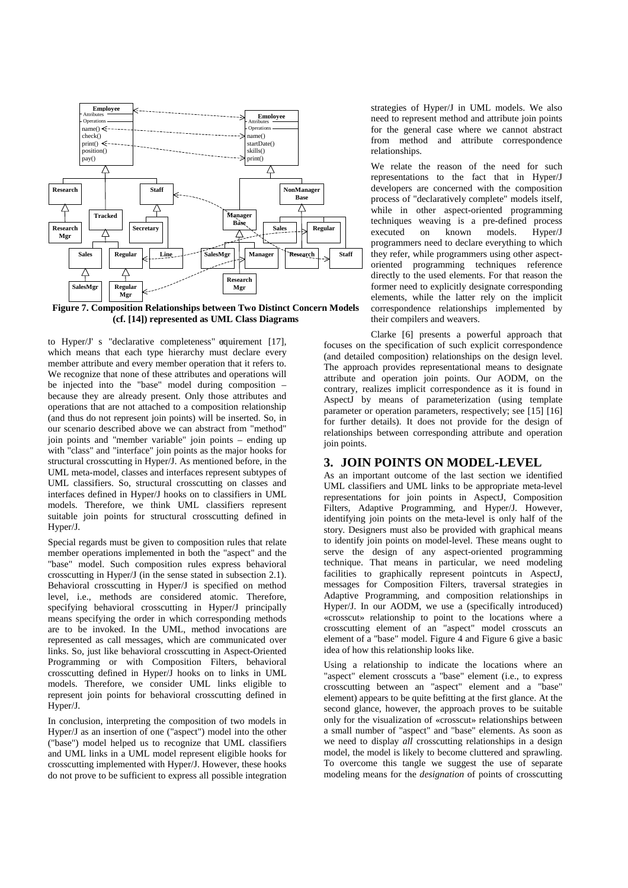**Figure 7. Composition Relationships between Two Distinct Concern Models (cf. [14]) represented as UML Class Diagrams**

to Hyper/J's "declarative completeness" requirement [17], which means that each type hierarchy must declare every member attribute and every member operation that it refers to. We recognize that none of these attributes and operations will be injected into the "base" model during composition – because they are already present. Only those attributes and operations that are not attached to a composition relationship (and thus do not represent join points) will be inserted. So, in our scenario described above we can abstract from "method" join points and "member variable" join points – ending up with "class" and "interface" join points as the major hooks for structural crosscutting in Hyper/J. As mentioned before, in the UML meta-model, classes and interfaces represent subtypes of UML classifiers. So, structural crosscutting on classes and interfaces defined in Hyper/J hooks on to classifiers in UML models. Therefore, we think UML classifiers represent suitable join points for structural crosscutting defined in Hyper/J.

Special regards must be given to composition rules that relate member operations implemented in both the "aspect" and the "base" model. Such composition rules express behavioral crosscutting in Hyper/J (in the sense stated in subsection 2.1). Behavioral crosscutting in Hyper/J is specified on method level, i.e., methods are considered atomic. Therefore, specifying behavioral crosscutting in Hyper/J principally means specifying the order in which corresponding methods are to be invoked. In the UML, method invocations are represented as call messages, which are communicated over links. So, just like behavioral crosscutting in Aspect-Oriented Programming or with Composition Filters, behavioral crosscutting defined in Hyper/J hooks on to links in UML models. Therefore, we consider UML links eligible to represent join points for behavioral crosscutting defined in Hyper/J.

In conclusion, interpreting the composition of two models in Hyper/J as an insertion of one ("aspect") model into the other ("base") model helped us to recognize that UML classifiers and UML links in a UML model represent eligible hooks for crosscutting implemented with Hyper/J. However, these hooks do not prove to be sufficient to express all possible integration strategies of Hyper/J in UML models. We also need to represent method and attribute join points for the general case where we cannot abstract from method and attribute correspondence relationships.

We relate the reason of the need for such representations to the fact that in Hyper/J developers are concerned with the composition process of "declaratively complete" models itself, while in other aspect-oriented programming techniques weaving is a pre-defined process executed on known models. Hyper/J programmers need to declare everything to which they refer, while programmers using other aspect-oriented programming techniques reference directly to the used elements. For that reason the former need to explicitly designate corresponding elements, while the latter rely on the implicit correspondence relationships implemented by their compilers and weavers.

Clarke [6] presents a powerful approach that focuses on the specification of such explicit correspondence (and detailed composition) relationships on the design level. The approach provides representational means to designate attribute and operation join points. Our AODM, on the contrary, realizes implicit correspondence as it is found in AspectJ by means of parameterization (using template parameter or operation parameters, respectively; see [15] [16] for further details). It does not provide for the design of relationships between corresponding attribute and operation join points.

## 3. JOIN POINTS ON MODEL-LEVEL

As an important outcome of the last section we identified UML classifiers and UML links to be appropriate meta-level representations for join points in AspectJ, Composition Filters, Adaptive Programming, and Hyper/J. However, identifying join points on the meta-level is only half of the story. Designers must also be provided with graphical means to identify join points on model-level. These means ought to serve the design of any aspect-oriented programming technique. That means in particular, we need modeling facilities to graphically represent pointcuts in AspectJ, messages for Composition Filters, traversal strategies in Adaptive Programming, and composition relationships in Hyper/J. In our AODM, we use a (specifically introduced) «crosscut» relationship to point to the locations where a crosscutting element of an "aspect" model crosscuts an element of a "base" model. Figure 4 and Figure 6 give a basic idea of how this relationship looks like.

Using a relationship to indicate the locations where an "aspect" element crosscuts a "base" element (i.e., to express crosscutting between an "aspect" element and a "base" element) appears to be quite befitting at the first glance. At the second glance, however, the approach proves to be suitable only for the visualization of «crosscut» relationships between a small number of "aspect" and "base" elements. As soon as we need to display *all* crosscutting relationships in a design model, the model is likely to become cluttered and sprawling. To overcome this tangle we suggest the use of separate modeling means for the *designation* of points of crosscutting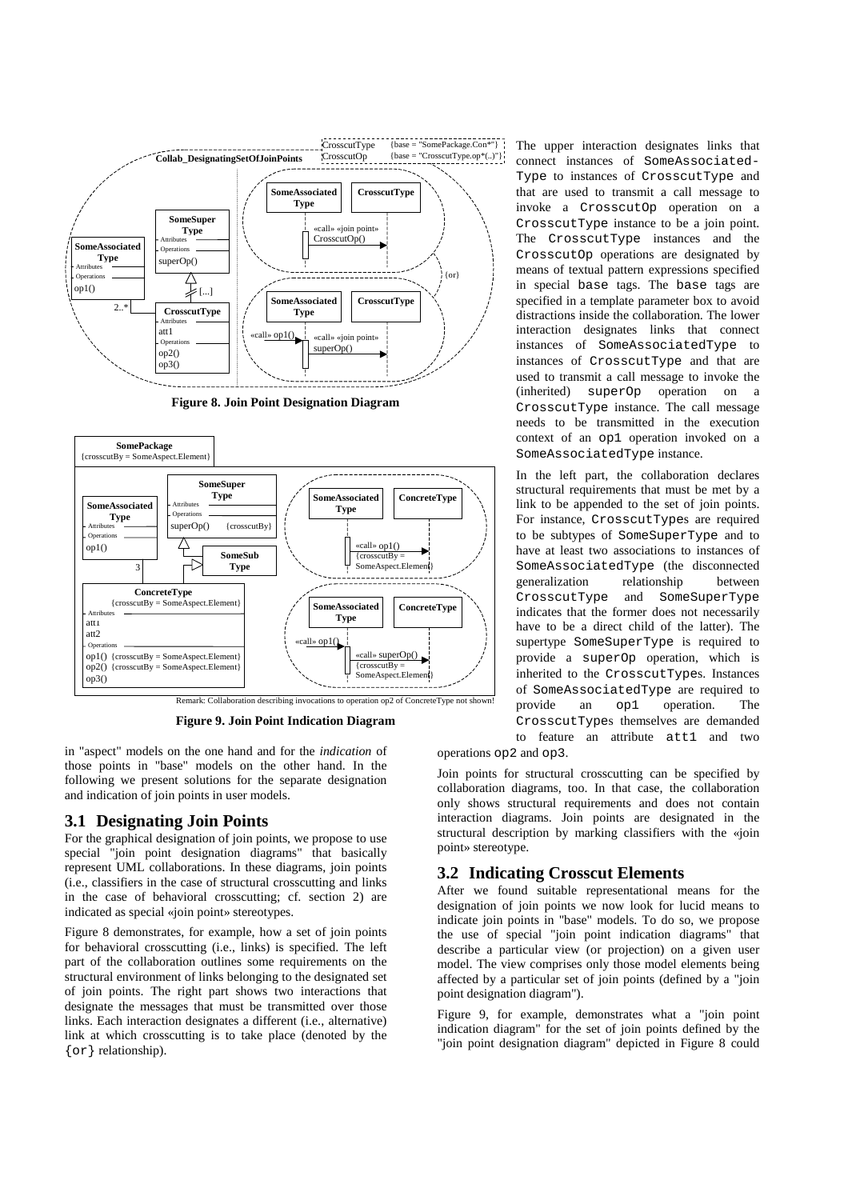**Figure 8. Join Point Designation Diagram**

**Figure 9. Join Point Indication Diagram**

The upper interaction designates links that connect instances of SomeAssociated-Type to instances of CrosscutType and that are used to transmit a call message to invoke a CrosscutOp operation on a CrosscutType instance to be a join point. The CrosscutType instances and the CrosscutOp operations are designated by means of textual pattern expressions specified in special base tags. The base tags are specified in a template parameter box to avoid distractions inside the collaboration. The lower interaction designates links that connect instances of SomeAssociatedType to instances of CrosscutType and that are used to transmit a call message to invoke the (inherited) superOp operation on a CrosscutType instance. The call message needs to be transmitted in the execution context of an op1 operation invoked on a SomeAssociatedType instance.

In the left part, the collaboration declares structural requirements that must be met by a link to be appended to the set of join points. For instance, CrosscutTypes are required to be subtypes of SomeSuperType and to have at least two associations to instances of SomeAssociatedType (the disconnected generalization relationship between CrosscutType and SomeSuperType indicates that the former does not necessarily have to be a direct child of the latter). The supertype SomeSuperType is required to provide a superOp operation, which is inherited to the CrosscutTypes. Instances of SomeAssociatedType are required to provide an op1 operation. The CrosscutTypes themselves are demanded to feature an attribute att1 and two operations op2 and op3.

in "aspect" models on the one hand and for the *indication* of those points in "base" models on the other hand. In the following we present solutions for the separate designation and indication of join points in user models.

## 3.1 Designating Join Points

For the graphical designation of join points, we propose to use special "join point designation diagrams" that basically represent UML collaborations. In these diagrams, join points (i.e., classifiers in the case of structural crosscutting and links in the case of behavioral crosscutting; cf. section 2) are indicated as special «join point» stereotypes.

Figure 8 demonstrates, for example, how a set of join points for behavioral crosscutting (i.e., links) is specified. The left part of the collaboration outlines some requirements on the structural environment of links belonging to the designated set of join points. The right part shows two interactions that designate the messages that must be transmitted over those links. Each interaction designates a different (i.e., alternative) link at which crosscutting is to take place (denoted by the {or} relationship).

Join points for structural crosscutting can be specified by collaboration diagrams, too. In that case, the collaboration only shows structural requirements and does not contain interaction diagrams. Join points are designated in the structural description by marking classifiers with the «join point» stereotype.

## 3.2 Indicating Crosscut Elements

After we found suitable representational means for the designation of join points we now look for lucid means to indicate join points in "base" models. To do so, we propose the use of special "join point indication diagrams" that describe a particular view (or projection) on a given user model. The view comprises only those model elements being affected by a particular set of join points (defined by a "join point designation diagram").

Figure 9, for example, demonstrates what a "join point indication diagram" for the set of join points defined by the "join point designation diagram" depicted in Figure 8 could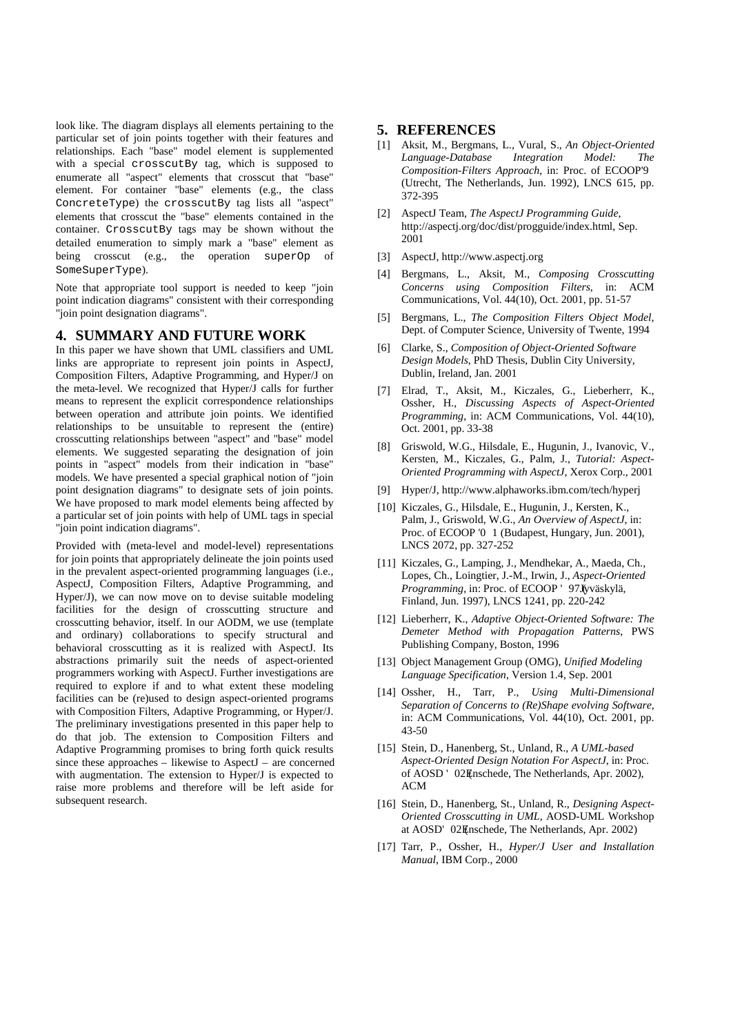look like. The diagram displays all elements pertaining to the particular set of join points together with their features and relationships. Each "base" model element is supplemented with a special `crosscutBy` tag, which is supposed to enumerate all "aspect" elements that crosscut that "base" element. For container "base" elements (e.g., the class `ConcreteType`) the `crosscutBy` tag lists all "aspect" elements that crosscut the "base" elements contained in the container. `CrosscutBy` tags may be shown without the detailed enumeration to simply mark a "base" element as being crosscut (e.g., the operation `superOp` of `SomeSuperType`).

Note that appropriate tool support is needed to keep "join point indication diagrams" consistent with their corresponding "join point designation diagrams".

## 4. SUMMARY AND FUTURE WORK

In this paper we have shown that UML classifiers and UML links are appropriate to represent join points in AspectJ, Composition Filters, Adaptive Programming, and Hyper/J on the meta-level. We recognized that Hyper/J calls for further means to represent the explicit correspondence relationships between operation and attribute join points. We identified relationships to be unsuitable to represent the (entire) crosscutting relationships between "aspect" and "base" model elements. We suggested separating the designation of join points in "aspect" models from their indication in "base" models. We have presented a special graphical notion of "join point designation diagrams" to designate sets of join points. We have proposed to mark model elements being affected by a particular set of join points with help of UML tags in special "join point indication diagrams".

Provided with (meta-level and model-level) representations for join points that appropriately delineate the join points used in the prevalent aspect-oriented programming languages (i.e., AspectJ, Composition Filters, Adaptive Programming, and Hyper/J), we can now move on to devise suitable modeling facilities for the design of crosscutting structure and crosscutting behavior, itself. In our AODM, we use (template and ordinary) collaborations to specify structural and behavioral crosscutting as it is realized with AspectJ. Its abstractions primarily suit the needs of aspect-oriented programmers working with AspectJ. Further investigations are required to explore if and to what extent these modeling facilities can be (re)used to design aspect-oriented programs with Composition Filters, Adaptive Programming, or Hyper/J. The preliminary investigations presented in this paper help to do that job. The extension to Composition Filters and Adaptive Programming promises to bring forth quick results since these approaches – likewise to AspectJ – are concerned with augmentation. The extension to Hyper/J is expected to raise more problems and therefore will be left aside for subsequent research.

## 5. REFERENCES

[1] Aksit, M., Bergmans, L., Vural, S., *An Object-Oriented Language-Database Integration Model: The Composition-Filters Approach*, in: Proc. of ECOOP'92 (Utrecht, The Netherlands, Jun. 1992), LNCS 615, pp. 372-395

[2] AspectJ Team, *The AspectJ Programming Guide*, http://aspectj.org/doc/dist/progguide/index.html, Sep. 2001

[3] AspectJ, http://www.aspectj.org

[4] Bergmans, L., Aksit, M., *Composing Crosscutting Concerns using Composition Filters*, in: ACM Communications, Vol. 44(10), Oct. 2001, pp. 51-57

[5] Bergmans, L., *The Composition Filters Object Model*, Dept. of Computer Science, University of Twente, 1994

[6] Clarke, S., *Composition of Object-Oriented Software Design Models*, PhD Thesis, Dublin City University, Dublin, Ireland, Jan. 2001

[7] Elrad, T., Aksit, M., Kiczales, G., Lieberherr, K., Ossher, H., *Discussing Aspects of Aspect-Oriented Programming*, in: ACM Communications, Vol. 44(10), Oct. 2001, pp. 33-38

[8] Griswold, W.G., Hilsdale, E., Hugunin, J., Ivanovic, V., Kersten, M., Kiczales, G., Palm, J., *Tutorial: Aspect-Oriented Programming with AspectJ*, Xerox Corp., 2001

[9] Hyper/J, http://www.alphaworks.ibm.com/tech/hyperj

[10] Kiczales, G., Hilsdale, E., Hugunin, J., Kersten, K., Palm, J., Griswold, W.G., *An Overview of AspectJ*, in: Proc. of ECOOP '01 (Budapest, Hungary, Jun. 2001), LNCS 2072, pp. 327-252

[11] Kiczales, G., Lamping, J., Mendhekar, A., Maeda, Ch., Lopes, Ch., Loingtier, J.-M., Irwin, J., *Aspect-Oriented Programming*, in: Proc. of ECOOP '97 (Jyväskylä, Finland, Jun. 1997), LNCS 1241, pp. 220-242

[12] Lieberherr, K., *Adaptive Object-Oriented Software: The Demeter Method with Propagation Patterns*, PWS Publishing Company, Boston, 1996

[13] Object Management Group (OMG), *Unified Modeling Language Specification*, Version 1.4, Sep. 2001

[14] Ossher, H., Tarr, P., *Using Multi-Dimensional Separation of Concerns to (Re)Shape evolving Software*, in: ACM Communications, Vol. 44(10), Oct. 2001, pp. 43-50

[15] Stein, D., Hanenberg, St., Unland, R., *A UML-based Aspect-Oriented Design Notation For AspectJ*, in: Proc. of AOSD '02 (Enschede, The Netherlands, Apr. 2002), ACM

[16] Stein, D., Hanenberg, St., Unland, R., *Designing Aspect-Oriented Crosscutting in UML*, AOSD-UML Workshop at AOSD '02 (Enschede, The Netherlands, Apr. 2002)

[17] Tarr, P., Ossher, H., *Hyper/J User and Installation Manual*, IBM Corp., 2000